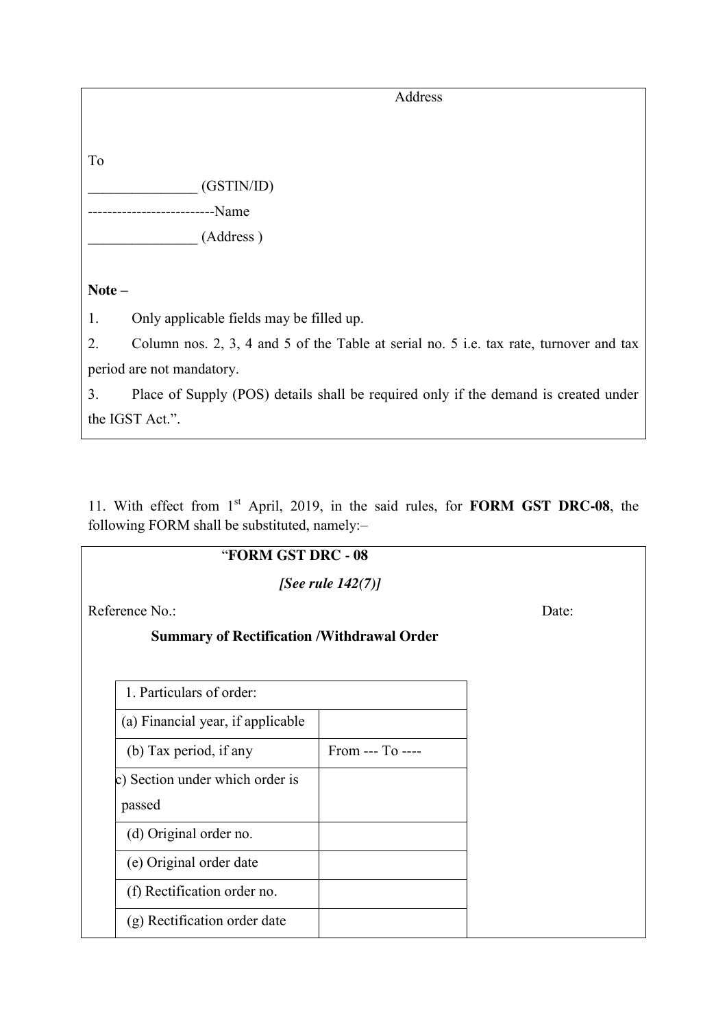Address

To

_______________ (GSTIN/ID)

--------------------------Name

_______________ (Address )

**Note –**

1. Only applicable fields may be filled up.
2. Column nos. 2, 3, 4 and 5 of the Table at serial no. 5 i.e. tax rate, turnover and tax period are not mandatory.
3. Place of Supply (POS) details shall be required only if the demand is created under the IGST Act.".

11. With effect from 1st April, 2019, in the said rules, for **FORM GST DRC-08**, the following FORM shall be substituted, namely:–

"**FORM GST DRC - 08**

***[See rule 142(7)]***

Reference No.: Date:

**Summary of Rectification /Withdrawal Order**

| 1. Particulars of order: | |
|---|---|
| (a) Financial year, if applicable | |
| (b) Tax period, if any | From --- To ---- |
| c) Section under which order is passed | |
| (d) Original order no. | |
| (e) Original order date | |
| (f) Rectification order no. | |
| (g) Rectification order date | |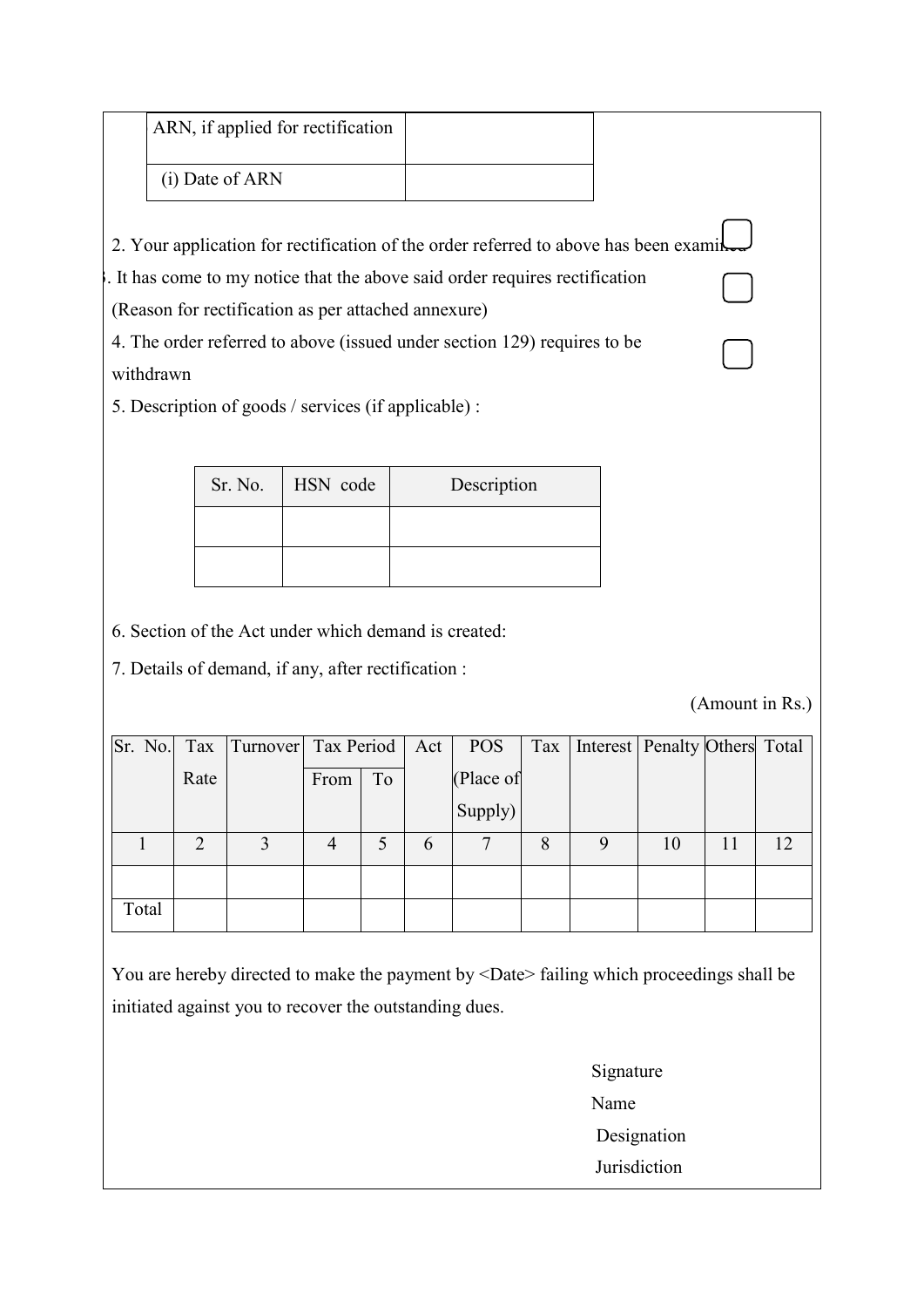| ARN, if applied for rectification | |
|---|---|
| (i) Date of ARN | |

2. Your application for rectification of the order referred to above has been examined ☐

3. It has come to my notice that the above said order requires rectification ☐
(Reason for rectification as per attached annexure)

4. The order referred to above (issued under section 129) requires to be withdrawn ☐

5. Description of goods / services (if applicable) :

| Sr. No. | HSN code | Description |
|---|---|---|
| | | |
| | | |

6. Section of the Act under which demand is created:

7. Details of demand, if any, after rectification :

(Amount in Rs.)

| Sr. No. | Tax Rate | Turnover | Tax Period | | Act | POS (Place of Supply) | Tax | Interest | Penalty | Others | Total |
|---|---|---|---|---|---|---|---|---|---|---|---|
| | | | From | To | | | | | | | |
| 1 | 2 | 3 | 4 | 5 | 6 | 7 | 8 | 9 | 10 | 11 | 12 |
| | | | | | | | | | | | |
| Total | | | | | | | | | | | |

You are hereby directed to make the payment by <Date> failing which proceedings shall be initiated against you to recover the outstanding dues.

Signature
Name
Designation
Jurisdiction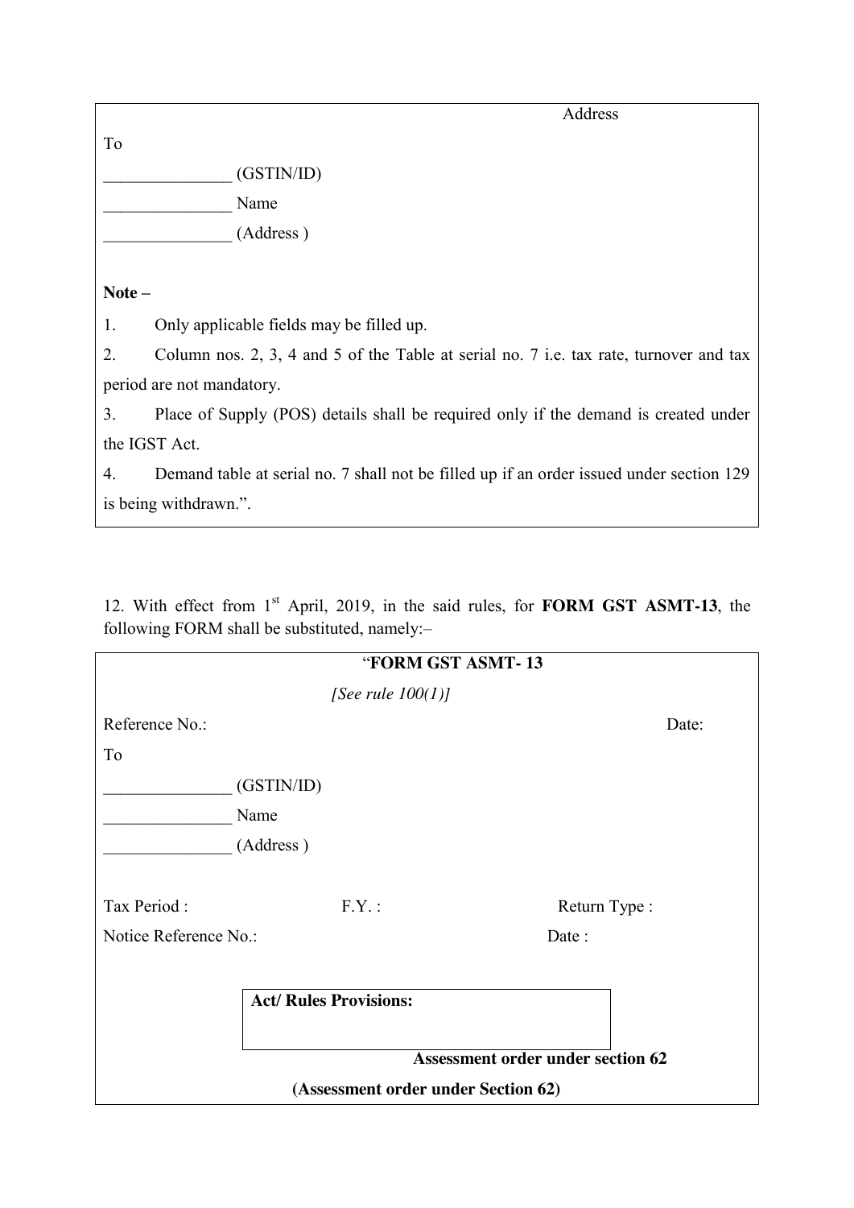Address

To

_______________ (GSTIN/ID)

_______________ Name

_______________ (Address )

**Note –**

1. Only applicable fields may be filled up.
2. Column nos. 2, 3, 4 and 5 of the Table at serial no. 7 i.e. tax rate, turnover and tax period are not mandatory.
3. Place of Supply (POS) details shall be required only if the demand is created under the IGST Act.
4. Demand table at serial no. 7 shall not be filled up if an order issued under section 129 is being withdrawn.”.

12. With effect from 1st April, 2019, in the said rules, for **FORM GST ASMT-13**, the following FORM shall be substituted, namely:–

“**FORM GST ASMT- 13**

*[See rule 100(1)]*

Reference No.: Date:

To

_______________ (GSTIN/ID)

_______________ Name

_______________ (Address )

Tax Period : F.Y. : Return Type :

Notice Reference No.: Date :

**Act/ Rules Provisions:**

**Assessment order under section 62**

**(Assessment order under Section 62)**